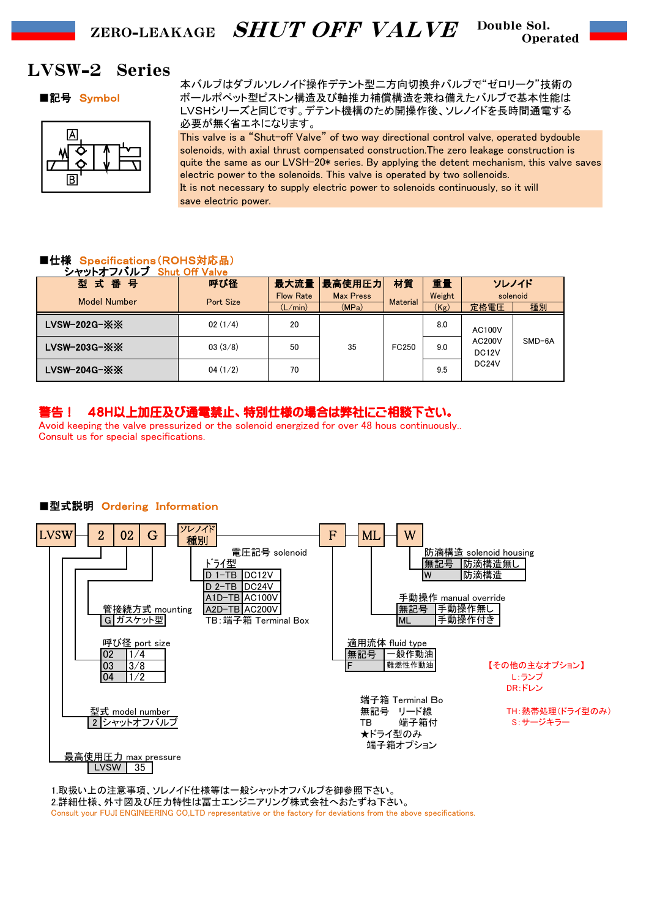# ZERO-LEAKAGE *SHUT OFF VALVE* Double Sol. Operated

## LVSW-2　Series

■記号　Symbol

本バルブはダブルソレノイド操作デテント型二方向切換弁バルブで“ゼロリーク”技術のボールポペット型ピストン構造及び軸推力補償構造を兼ね備えたバルブで基本性能はLVSHシリーズと同じです。デテント機構のため開操作後、ソレノイドを長時間通電する必要が無く省エネになります。

This valve is a “Shut-off Valve” of two way directional control valve, operated bydouble solenoids, with axial thrust compensated construction.The zero leakage construction is quite the same as our LVSH-20* series. By applying the detent mechanism, this valve saves electric power to the solenoids. This valve is operated by two sollenoids.
It is not necessary to supply electric power to solenoids continuously, so it will save electric power.

■仕様　Specifications（ROHS対応品）
シャットオフバルブ　Shut Off Valve

| 型 式 番 号 Model Number | 呼び径 Port Size | 最大流量 Flow Rate (L/min) | 最高使用圧力 Max Press (MPa) | 材質 Material | 重量 Weight (Kg) | ソレノイド solenoid 定格電圧 | ソレノイド solenoid 種別 |
|---|---|---|---|---|---|---|---|
| LVSW-202G-※※ | 02 (1/4) | 20 | 35 | FC250 | 8.0 | AC100V AC200V DC12V DC24V | SMD-6A |
| LVSW-203G-※※ | 03 (3/8) | 50 | | | 9.0 | | |
| LVSW-204G-※※ | 04 (1/2) | 70 | | | 9.5 | | |

**警告！　48H以上加圧及び通電禁止、特別仕様の場合は弊社にご相談下さい。**
Avoid keeping the valve pressurized or the solenoid energized for over 48 hous continuously..
Consult us for special specifications.

■型式説明　Ordering Information

LVSW - 2 02 G - ソレノイド種別 - F - ML - W

- 最高使用圧力 max pressure

| LVSW | 35 |
|---|---|

- 型式 model number

| 2 | シャットオフバルブ |
|---|---|

- 呼び径 port size

| 02 | 1/4 |
|---|---|
| 03 | 3/8 |
| 04 | 1/2 |

- 管接続方式 mounting

| G | ガスケット型 |
|---|---|

- 電圧記号 solenoid
  ドライ型

| D 1-TB | DC12V |
|---|---|
| D 2-TB | DC24V |
| A1D-TB | AC100V |
| A2D-TB | AC200V |

TB：端子箱 Terminal Box

- 適用流体 fluid type

| 無記号 | 一般作動油 |
|---|---|
| F | 難燃性作動油 |

- 手動操作 manual override

| 無記号 | 手動操作無し |
|---|---|
| ML | 手動操作付き |

- 防滴構造 solenoid housing

| 無記号 | 防滴構造無し |
|---|---|
| W | 防滴構造 |

端子箱 Terminal Bo
無記号　リード線
TB　　端子箱付
★ドライ型のみ
端子箱オプション

【その他の主なオプション】
L:ランプ
DR:ドレン
TH:熱帯処理(ドライ型のみ)
S:サージキラー

1.取扱い上の注意事項、ソレノイド仕様等は一般シャットオフバルブを御参照下さい。
2.詳細仕様、外寸図及び圧力特性は冨士エンジニアリング株式会社へおたずね下さい。
Consult your FUJI ENGINEERING CO,LTD representative or the factory for deviations from the above specifications.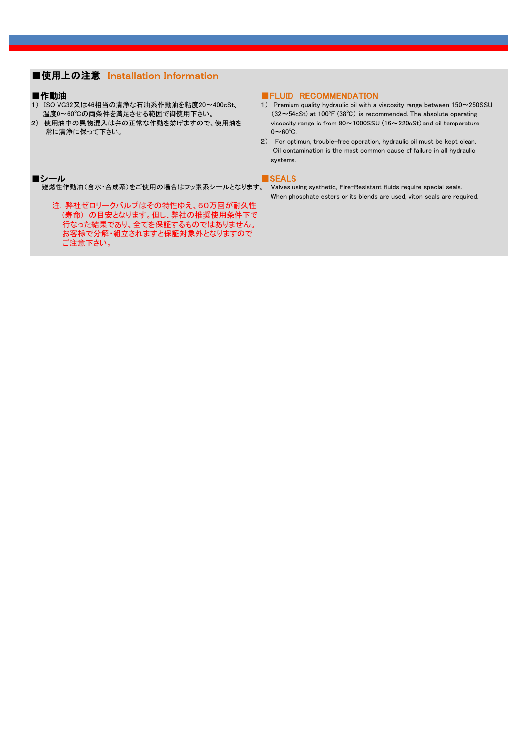## ■使用上の注意 Installation Information

### ■作動油

1） ISO VG32又は46相当の清浄な石油系作動油を粘度20～400cSt、温度0～60℃の両条件を満足させる範囲で御使用下さい。

2） 使用油中の異物混入は弁の正常な作動を妨げますので、使用油を常に清浄に保って下さい。

### ■FLUID RECOMMENDATION

1） Premium quality hydraulic oil with a viscosity range between 150～250SSU (32～54cSt) at 100°F (38℃) is recommended. The absolute operating viscosity range is from 80～1000SSU (16～220cSt) and oil temperature 0～60℃.

2） For optimun, trouble-free operation, hydraulic oil must be kept clean. Oil contamination is the most common cause of failure in all hydraulic systems.

### ■シール

難燃性作動油（含水・合成系）をご使用の場合はフッ素系シールとなります。

注. 弊社ゼロリークバルブはその特性ゆえ、50万回が耐久性（寿命）の目安となります。但し、弊社の推奨使用条件下で行なった結果であり、全てを保証するものではありません。お客様で分解・組立されますと保証対象外となりますのでご注意下さい。

### ■SEALS

Valves using systhetic, Fire-Resistant fluids require special seals.
When phosphate esters or its blends are used, viton seals are required.